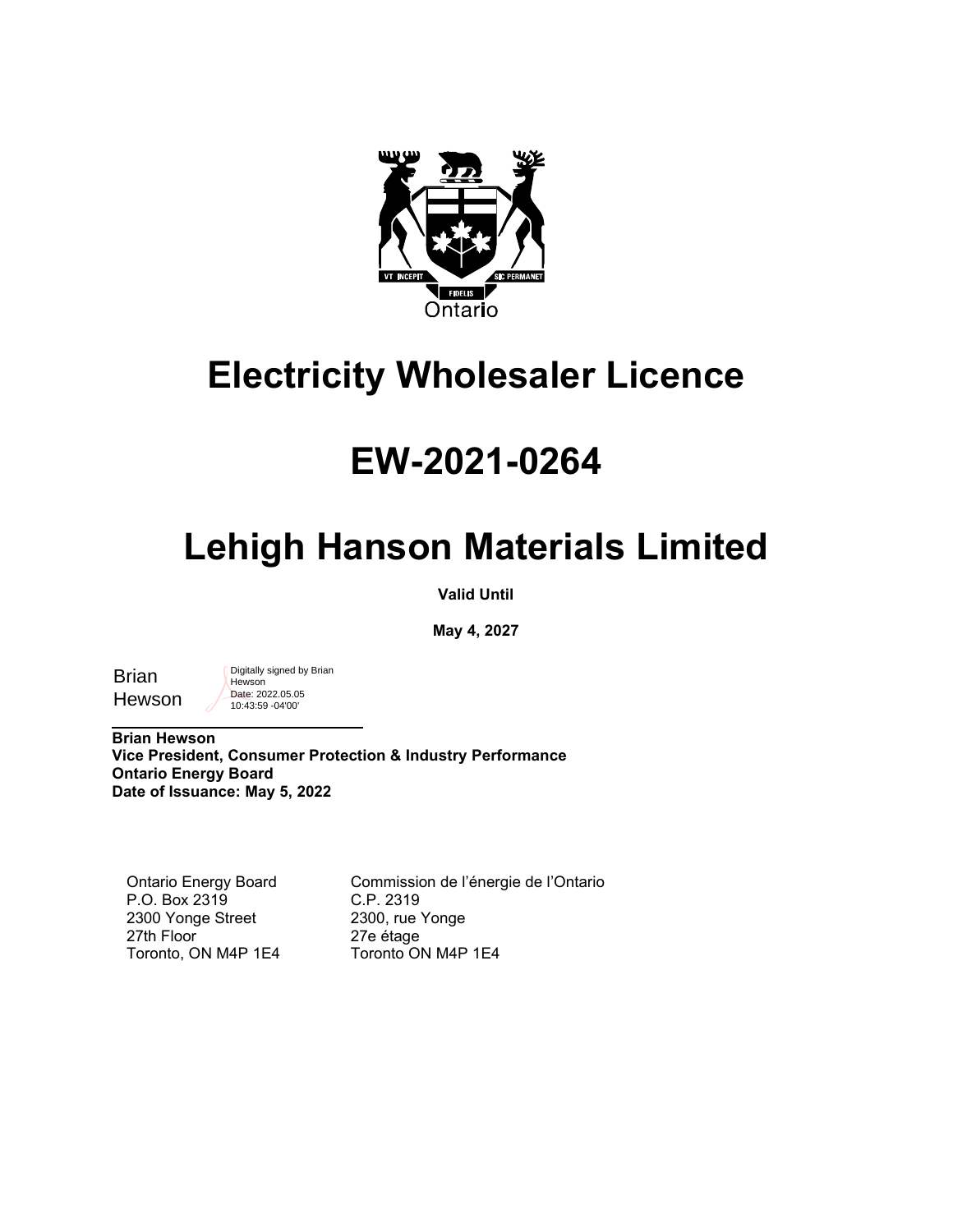Ontario

# Electricity Wholesaler Licence

# EW-2021-0264

# Lehigh Hanson Materials Limited

**Valid Until**

**May 4, 2027**

Brian Hewson — Digitally signed by Brian Hewson Date: 2022.05.05 10:43:59 -04'00'

**Brian Hewson**
**Vice President, Consumer Protection & Industry Performance**
**Ontario Energy Board**
**Date of Issuance: May 5, 2022**

Ontario Energy Board
P.O. Box 2319
2300 Yonge Street
27th Floor
Toronto, ON M4P 1E4

Commission de l'énergie de l'Ontario
C.P. 2319
2300, rue Yonge
27e étage
Toronto ON M4P 1E4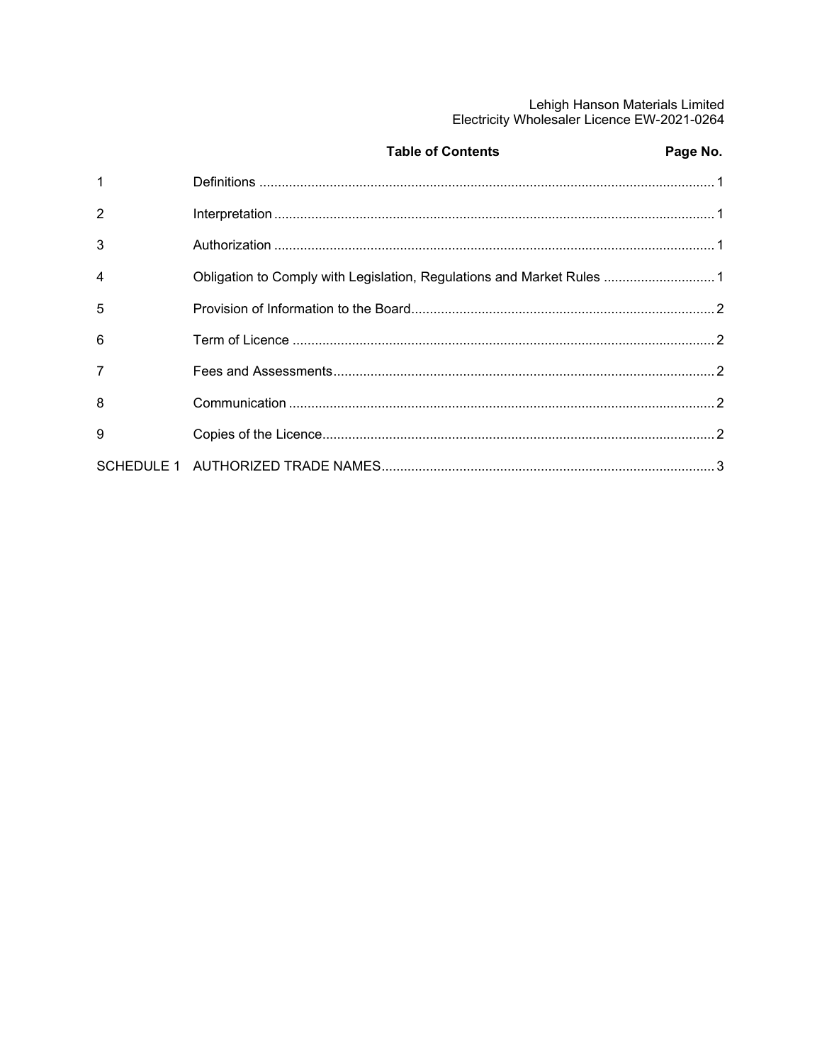## Table of Contents

| | | Page No. |
|---|---|---|
| 1 | Definitions | 1 |
| 2 | Interpretation | 1 |
| 3 | Authorization | 1 |
| 4 | Obligation to Comply with Legislation, Regulations and Market Rules | 1 |
| 5 | Provision of Information to the Board | 2 |
| 6 | Term of Licence | 2 |
| 7 | Fees and Assessments | 2 |
| 8 | Communication | 2 |
| 9 | Copies of the Licence | 2 |
| SCHEDULE 1 | AUTHORIZED TRADE NAMES | 3 |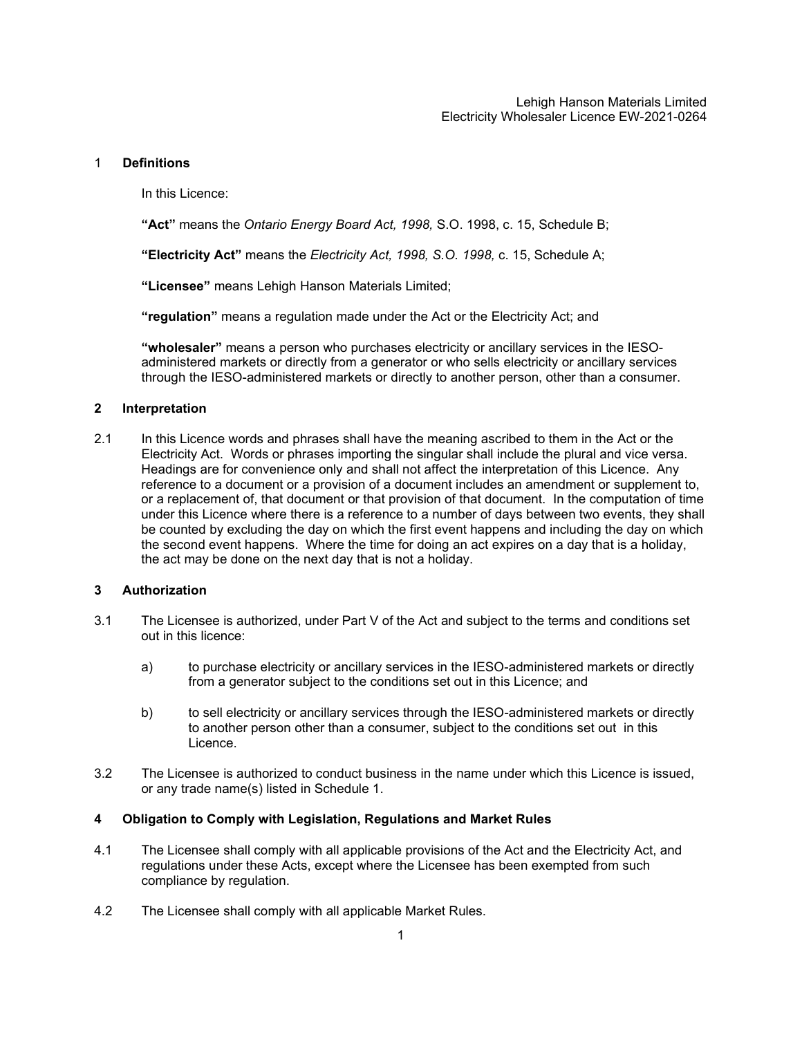## 1 Definitions

In this Licence:

**"Act"** means the *Ontario Energy Board Act, 1998,* S.O. 1998, c. 15, Schedule B;

**"Electricity Act"** means the *Electricity Act, 1998, S.O. 1998,* c. 15, Schedule A;

**"Licensee"** means Lehigh Hanson Materials Limited;

**"regulation"** means a regulation made under the Act or the Electricity Act; and

**"wholesaler"** means a person who purchases electricity or ancillary services in the IESO-administered markets or directly from a generator or who sells electricity or ancillary services through the IESO-administered markets or directly to another person, other than a consumer.

## 2 Interpretation

2.1 In this Licence words and phrases shall have the meaning ascribed to them in the Act or the Electricity Act. Words or phrases importing the singular shall include the plural and vice versa. Headings are for convenience only and shall not affect the interpretation of this Licence. Any reference to a document or a provision of a document includes an amendment or supplement to, or a replacement of, that document or that provision of that document. In the computation of time under this Licence where there is a reference to a number of days between two events, they shall be counted by excluding the day on which the first event happens and including the day on which the second event happens. Where the time for doing an act expires on a day that is a holiday, the act may be done on the next day that is not a holiday.

## 3 Authorization

3.1 The Licensee is authorized, under Part V of the Act and subject to the terms and conditions set out in this licence:

a) to purchase electricity or ancillary services in the IESO-administered markets or directly from a generator subject to the conditions set out in this Licence; and

b) to sell electricity or ancillary services through the IESO-administered markets or directly to another person other than a consumer, subject to the conditions set out in this Licence.

3.2 The Licensee is authorized to conduct business in the name under which this Licence is issued, or any trade name(s) listed in Schedule 1.

## 4 Obligation to Comply with Legislation, Regulations and Market Rules

4.1 The Licensee shall comply with all applicable provisions of the Act and the Electricity Act, and regulations under these Acts, except where the Licensee has been exempted from such compliance by regulation.

4.2 The Licensee shall comply with all applicable Market Rules.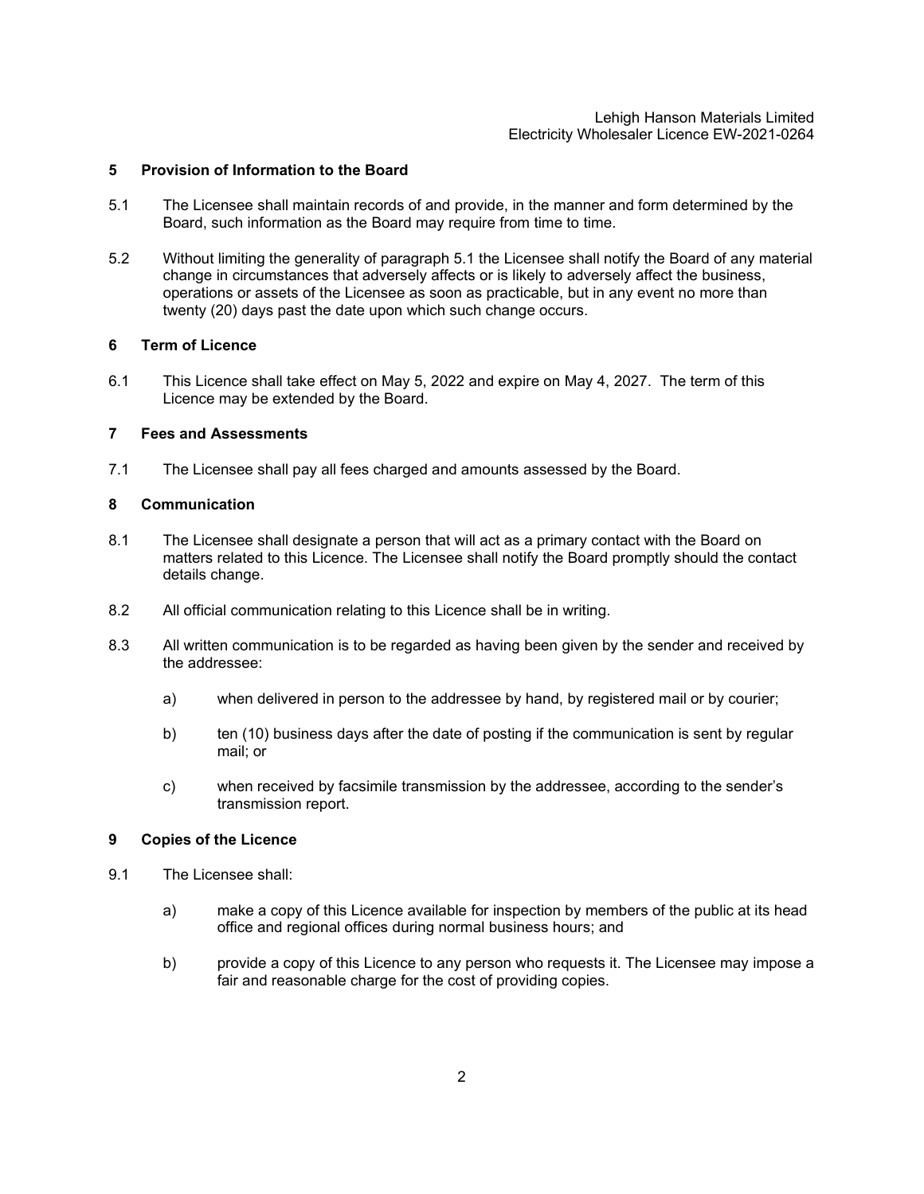## 5 Provision of Information to the Board

5.1 The Licensee shall maintain records of and provide, in the manner and form determined by the Board, such information as the Board may require from time to time.

5.2 Without limiting the generality of paragraph 5.1 the Licensee shall notify the Board of any material change in circumstances that adversely affects or is likely to adversely affect the business, operations or assets of the Licensee as soon as practicable, but in any event no more than twenty (20) days past the date upon which such change occurs.

## 6 Term of Licence

6.1 This Licence shall take effect on May 5, 2022 and expire on May 4, 2027. The term of this Licence may be extended by the Board.

## 7 Fees and Assessments

7.1 The Licensee shall pay all fees charged and amounts assessed by the Board.

## 8 Communication

8.1 The Licensee shall designate a person that will act as a primary contact with the Board on matters related to this Licence. The Licensee shall notify the Board promptly should the contact details change.

8.2 All official communication relating to this Licence shall be in writing.

8.3 All written communication is to be regarded as having been given by the sender and received by the addressee:

a) when delivered in person to the addressee by hand, by registered mail or by courier;

b) ten (10) business days after the date of posting if the communication is sent by regular mail; or

c) when received by facsimile transmission by the addressee, according to the sender's transmission report.

## 9 Copies of the Licence

9.1 The Licensee shall:

a) make a copy of this Licence available for inspection by members of the public at its head office and regional offices during normal business hours; and

b) provide a copy of this Licence to any person who requests it. The Licensee may impose a fair and reasonable charge for the cost of providing copies.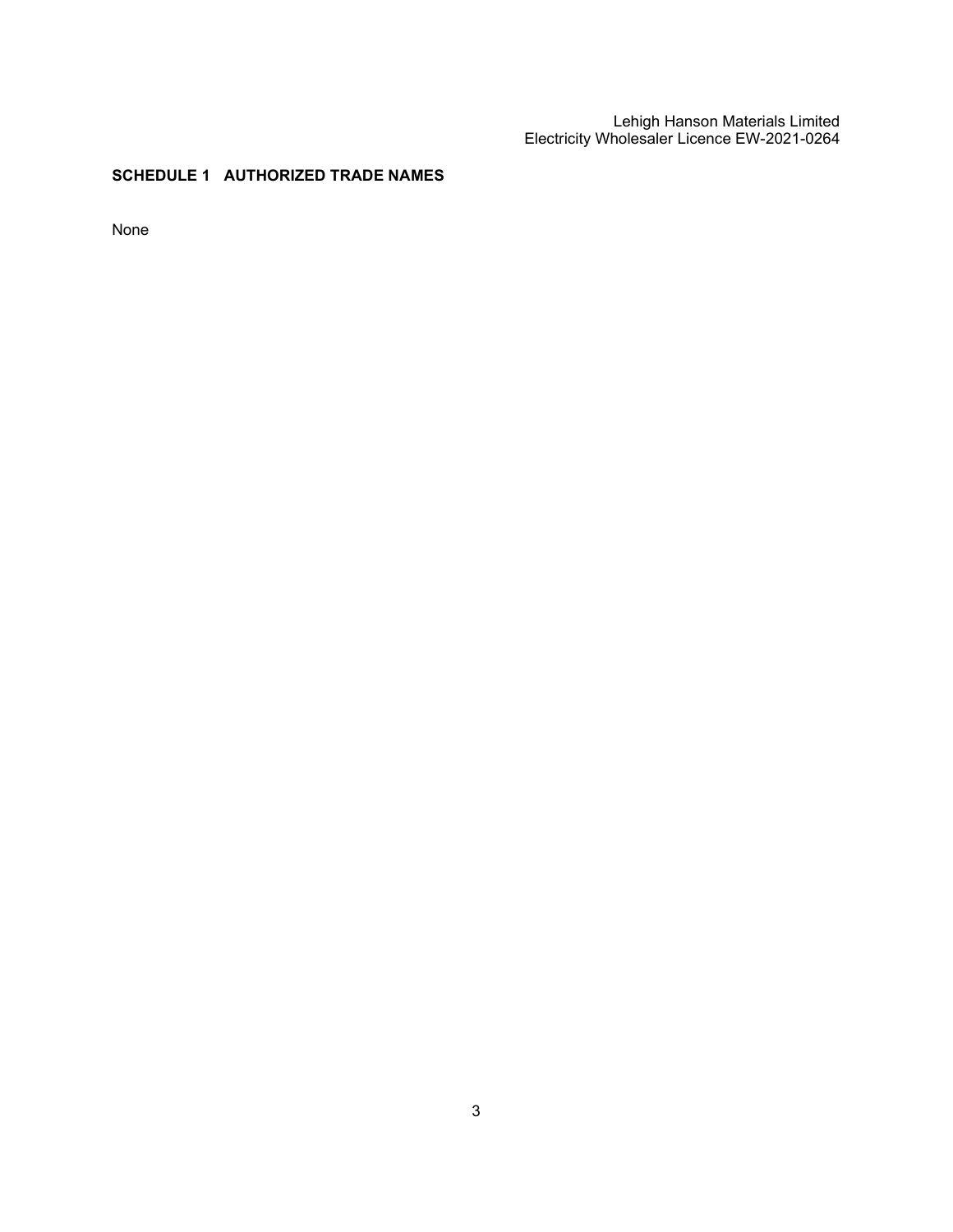## SCHEDULE 1 AUTHORIZED TRADE NAMES

None